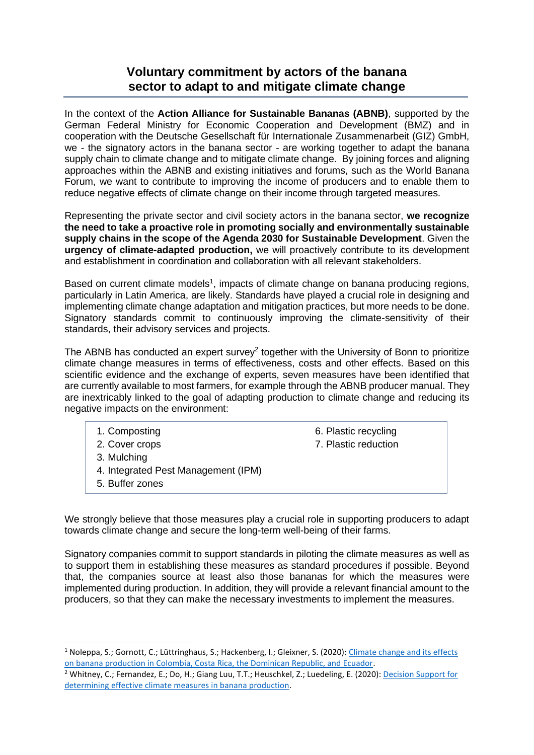# Voluntary commitment by actors of the banana sector to adapt to and mitigate climate change

In the context of the **Action Alliance for Sustainable Bananas (ABNB)**, supported by the German Federal Ministry for Economic Cooperation and Development (BMZ) and in cooperation with the Deutsche Gesellschaft für Internationale Zusammenarbeit (GIZ) GmbH, we - the signatory actors in the banana sector - are working together to adapt the banana supply chain to climate change and to mitigate climate change. By joining forces and aligning approaches within the ABNB and existing initiatives and forums, such as the World Banana Forum, we want to contribute to improving the income of producers and to enable them to reduce negative effects of climate change on their income through targeted measures.

Representing the private sector and civil society actors in the banana sector, **we recognize the need to take a proactive role in promoting socially and environmentally sustainable supply chains in the scope of the Agenda 2030 for Sustainable Development**. Given the **urgency of climate-adapted production,** we will proactively contribute to its development and establishment in coordination and collaboration with all relevant stakeholders.

Based on current climate models[1], impacts of climate change on banana producing regions, particularly in Latin America, are likely. Standards have played a crucial role in designing and implementing climate change adaptation and mitigation practices, but more needs to be done. Signatory standards commit to continuously improving the climate-sensitivity of their standards, their advisory services and projects.

The ABNB has conducted an expert survey[2] together with the University of Bonn to prioritize climate change measures in terms of effectiveness, costs and other effects. Based on this scientific evidence and the exchange of experts, seven measures have been identified that are currently available to most farmers, for example through the ABNB producer manual. They are inextricably linked to the goal of adapting production to climate change and reducing its negative impacts on the environment:

1. Composting
2. Cover crops
3. Mulching
4. Integrated Pest Management (IPM)
5. Buffer zones
6. Plastic recycling
7. Plastic reduction

We strongly believe that those measures play a crucial role in supporting producers to adapt towards climate change and secure the long-term well-being of their farms.

Signatory companies commit to support standards in piloting the climate measures as well as to support them in establishing these measures as standard procedures if possible. Beyond that, the companies source at least also those bananas for which the measures were implemented during production. In addition, they will provide a relevant financial amount to the producers, so that they can make the necessary investments to implement the measures.

---

[1] Noleppa, S.; Gornott, C.; Lüttringhaus, S.; Hackenberg, I.; Gleixner, S. (2020): Climate change and its effects on banana production in Colombia, Costa Rica, the Dominican Republic, and Ecuador.

[2] Whitney, C.; Fernandez, E.; Do, H.; Giang Luu, T.T.; Heuschkel, Z.; Luedeling, E. (2020): Decision Support for determining effective climate measures in banana production.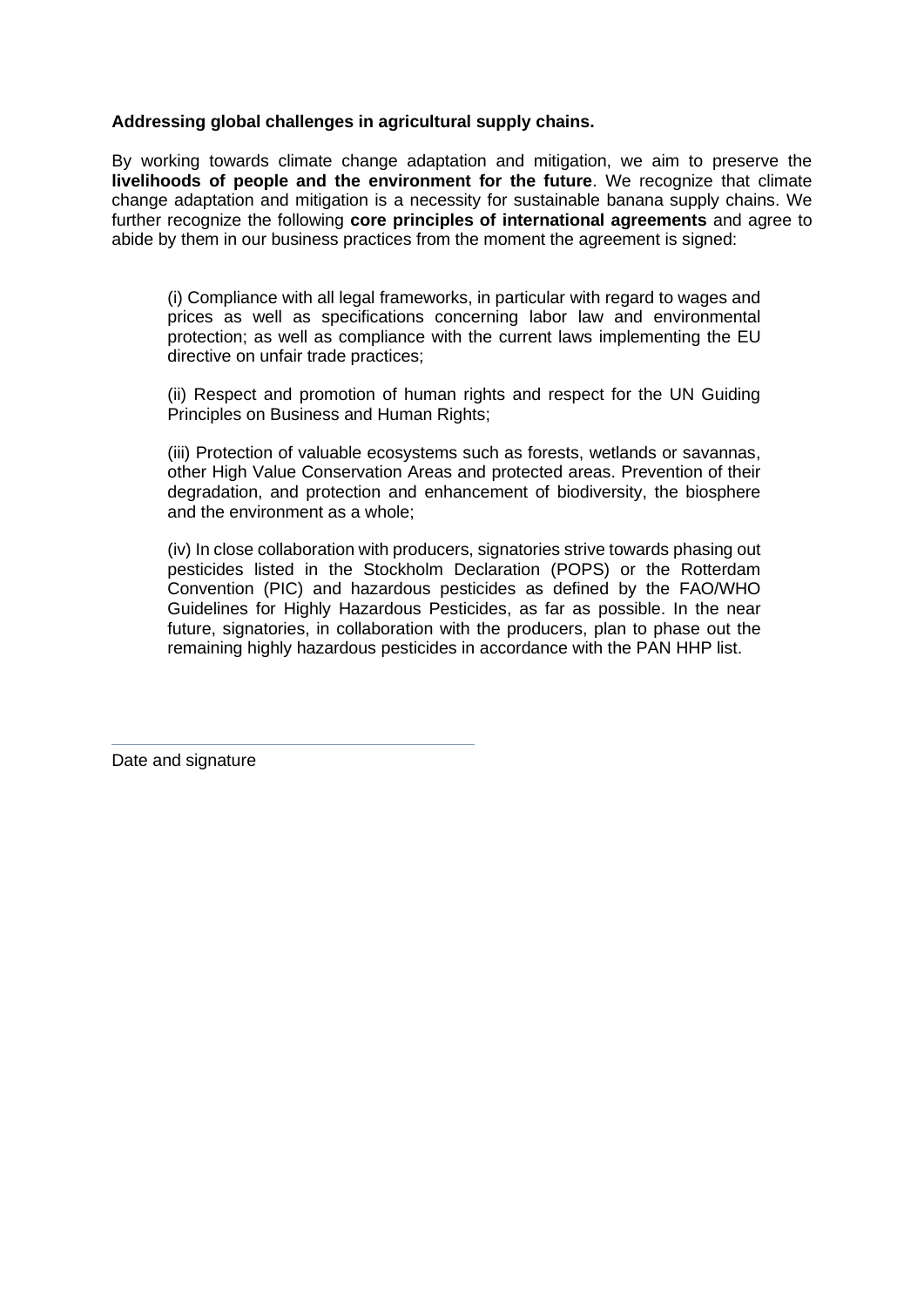**Addressing global challenges in agricultural supply chains.**

By working towards climate change adaptation and mitigation, we aim to preserve the **livelihoods of people and the environment for the future**. We recognize that climate change adaptation and mitigation is a necessity for sustainable banana supply chains. We further recognize the following **core principles of international agreements** and agree to abide by them in our business practices from the moment the agreement is signed:

(i) Compliance with all legal frameworks, in particular with regard to wages and prices as well as specifications concerning labor law and environmental protection; as well as compliance with the current laws implementing the EU directive on unfair trade practices;

(ii) Respect and promotion of human rights and respect for the UN Guiding Principles on Business and Human Rights;

(iii) Protection of valuable ecosystems such as forests, wetlands or savannas, other High Value Conservation Areas and protected areas. Prevention of their degradation, and protection and enhancement of biodiversity, the biosphere and the environment as a whole;

(iv) In close collaboration with producers, signatories strive towards phasing out pesticides listed in the Stockholm Declaration (POPS) or the Rotterdam Convention (PIC) and hazardous pesticides as defined by the FAO/WHO Guidelines for Highly Hazardous Pesticides, as far as possible. In the near future, signatories, in collaboration with the producers, plan to phase out the remaining highly hazardous pesticides in accordance with the PAN HHP list.

---

Date and signature